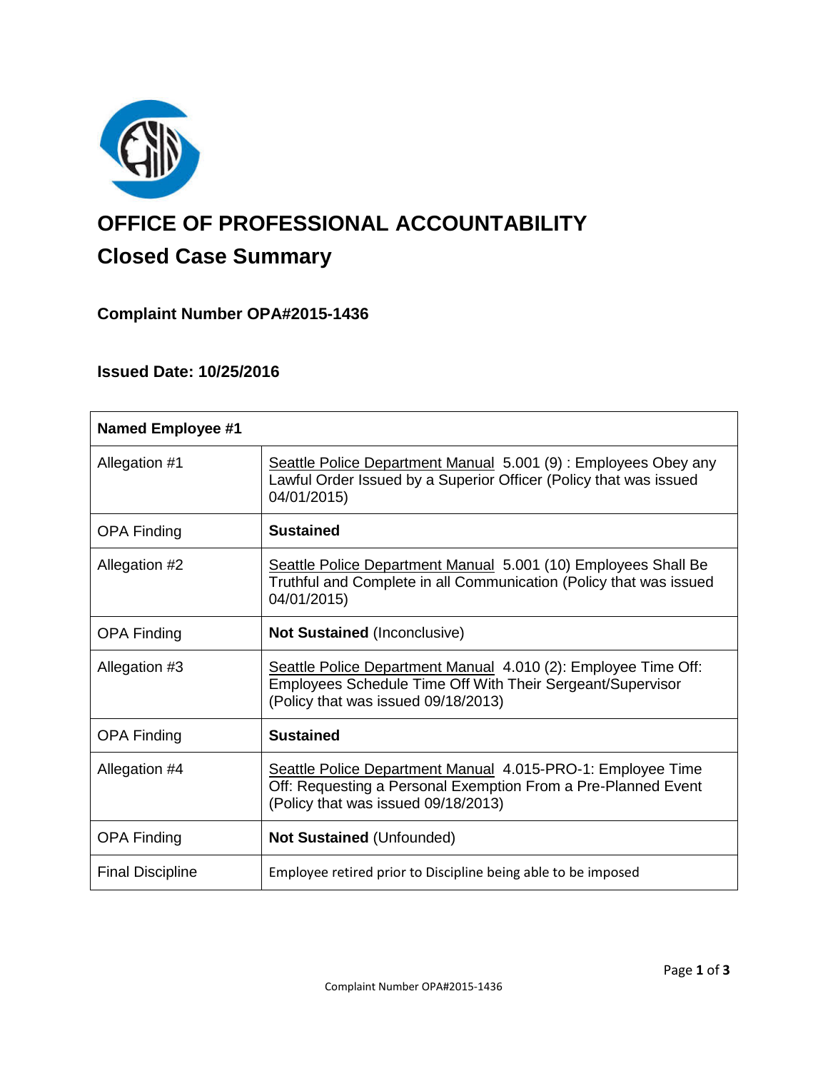# OFFICE OF PROFESSIONAL ACCOUNTABILITY

## Closed Case Summary

### Complaint Number OPA#2015-1436

### Issued Date: 10/25/2016

| Named Employee #1 | |
|---|---|
| Allegation #1 | Seattle Police Department Manual 5.001 (9) : Employees Obey any Lawful Order Issued by a Superior Officer (Policy that was issued 04/01/2015) |
| OPA Finding | **Sustained** |
| Allegation #2 | Seattle Police Department Manual 5.001 (10) Employees Shall Be Truthful and Complete in all Communication (Policy that was issued 04/01/2015) |
| OPA Finding | **Not Sustained** (Inconclusive) |
| Allegation #3 | Seattle Police Department Manual 4.010 (2): Employee Time Off: Employees Schedule Time Off With Their Sergeant/Supervisor (Policy that was issued 09/18/2013) |
| OPA Finding | **Sustained** |
| Allegation #4 | Seattle Police Department Manual 4.015-PRO-1: Employee Time Off: Requesting a Personal Exemption From a Pre-Planned Event (Policy that was issued 09/18/2013) |
| OPA Finding | **Not Sustained** (Unfounded) |
| Final Discipline | Employee retired prior to Discipline being able to be imposed |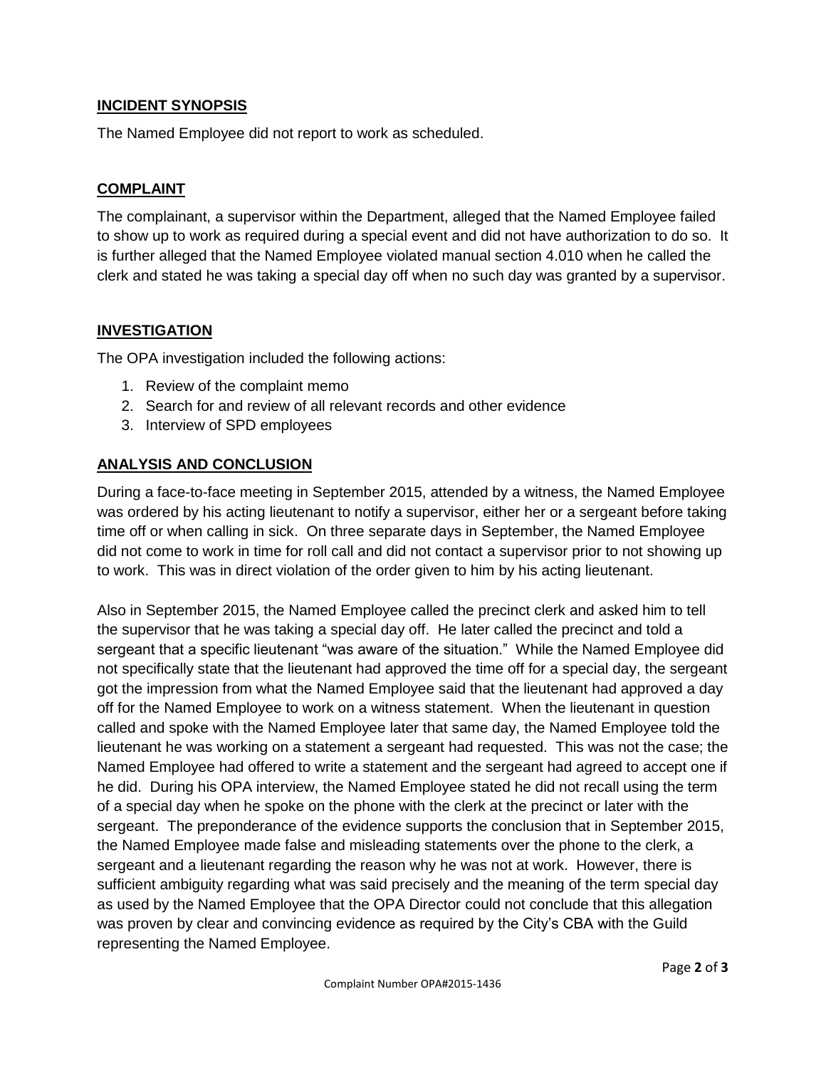## INCIDENT SYNOPSIS

The Named Employee did not report to work as scheduled.

## COMPLAINT

The complainant, a supervisor within the Department, alleged that the Named Employee failed to show up to work as required during a special event and did not have authorization to do so. It is further alleged that the Named Employee violated manual section 4.010 when he called the clerk and stated he was taking a special day off when no such day was granted by a supervisor.

## INVESTIGATION

The OPA investigation included the following actions:

1. Review of the complaint memo
2. Search for and review of all relevant records and other evidence
3. Interview of SPD employees

## ANALYSIS AND CONCLUSION

During a face-to-face meeting in September 2015, attended by a witness, the Named Employee was ordered by his acting lieutenant to notify a supervisor, either her or a sergeant before taking time off or when calling in sick. On three separate days in September, the Named Employee did not come to work in time for roll call and did not contact a supervisor prior to not showing up to work. This was in direct violation of the order given to him by his acting lieutenant.

Also in September 2015, the Named Employee called the precinct clerk and asked him to tell the supervisor that he was taking a special day off. He later called the precinct and told a sergeant that a specific lieutenant "was aware of the situation." While the Named Employee did not specifically state that the lieutenant had approved the time off for a special day, the sergeant got the impression from what the Named Employee said that the lieutenant had approved a day off for the Named Employee to work on a witness statement. When the lieutenant in question called and spoke with the Named Employee later that same day, the Named Employee told the lieutenant he was working on a statement a sergeant had requested. This was not the case; the Named Employee had offered to write a statement and the sergeant had agreed to accept one if he did. During his OPA interview, the Named Employee stated he did not recall using the term of a special day when he spoke on the phone with the clerk at the precinct or later with the sergeant. The preponderance of the evidence supports the conclusion that in September 2015, the Named Employee made false and misleading statements over the phone to the clerk, a sergeant and a lieutenant regarding the reason why he was not at work. However, there is sufficient ambiguity regarding what was said precisely and the meaning of the term special day as used by the Named Employee that the OPA Director could not conclude that this allegation was proven by clear and convincing evidence as required by the City's CBA with the Guild representing the Named Employee.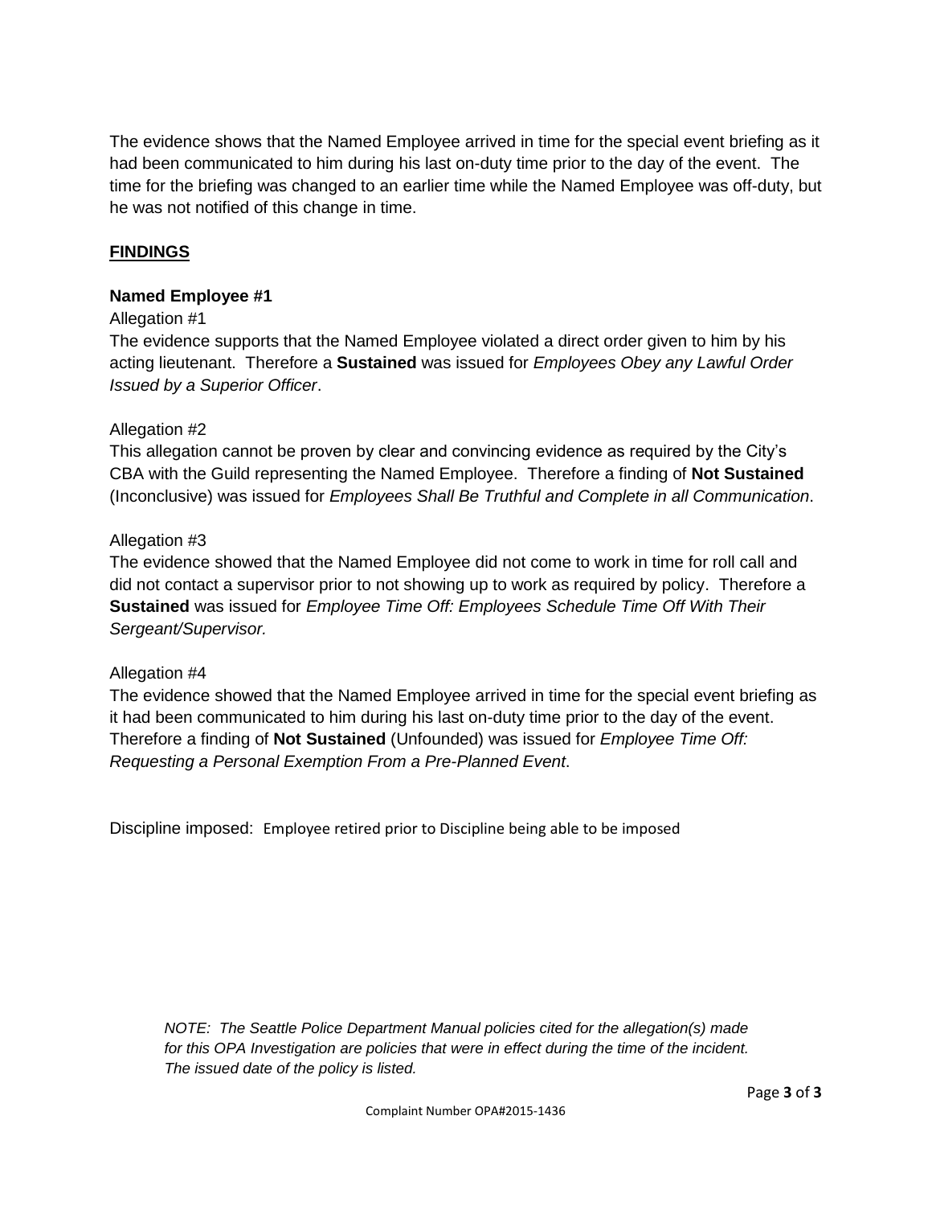The evidence shows that the Named Employee arrived in time for the special event briefing as it had been communicated to him during his last on-duty time prior to the day of the event. The time for the briefing was changed to an earlier time while the Named Employee was off-duty, but he was not notified of this change in time.

## FINDINGS

### Named Employee #1

Allegation #1

The evidence supports that the Named Employee violated a direct order given to him by his acting lieutenant. Therefore a **Sustained** was issued for *Employees Obey any Lawful Order Issued by a Superior Officer*.

Allegation #2

This allegation cannot be proven by clear and convincing evidence as required by the City's CBA with the Guild representing the Named Employee. Therefore a finding of **Not Sustained** (Inconclusive) was issued for *Employees Shall Be Truthful and Complete in all Communication*.

Allegation #3

The evidence showed that the Named Employee did not come to work in time for roll call and did not contact a supervisor prior to not showing up to work as required by policy. Therefore a **Sustained** was issued for *Employee Time Off: Employees Schedule Time Off With Their Sergeant/Supervisor.*

Allegation #4

The evidence showed that the Named Employee arrived in time for the special event briefing as it had been communicated to him during his last on-duty time prior to the day of the event. Therefore a finding of **Not Sustained** (Unfounded) was issued for *Employee Time Off: Requesting a Personal Exemption From a Pre-Planned Event*.

Discipline imposed: Employee retired prior to Discipline being able to be imposed

*NOTE: The Seattle Police Department Manual policies cited for the allegation(s) made for this OPA Investigation are policies that were in effect during the time of the incident. The issued date of the policy is listed.*

Complaint Number OPA#2015-1436